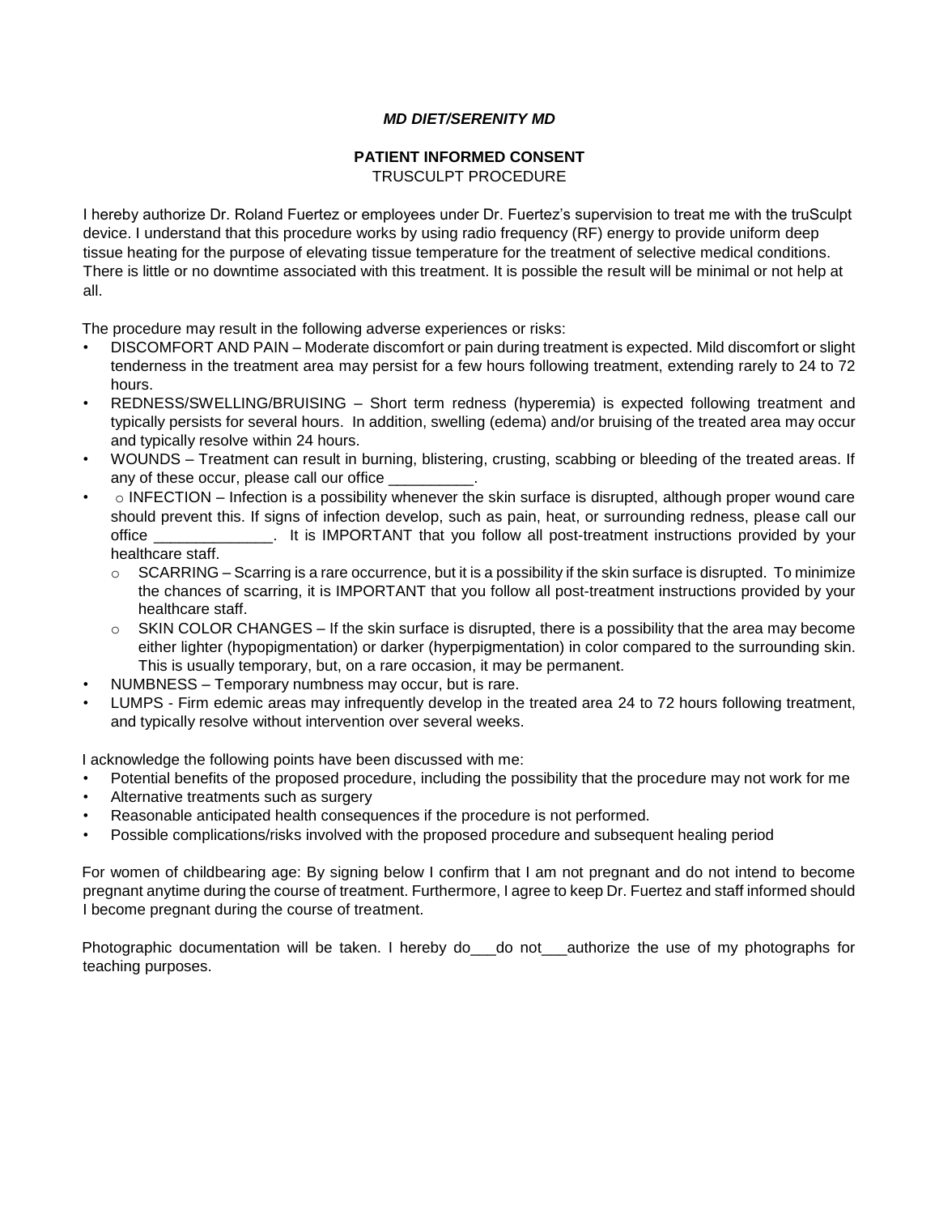***MD DIET/SERENITY MD***

**PATIENT INFORMED CONSENT**
TRUSCULPT PROCEDURE

I hereby authorize Dr. Roland Fuertez or employees under Dr. Fuertez's supervision to treat me with the truSculpt device. I understand that this procedure works by using radio frequency (RF) energy to provide uniform deep tissue heating for the purpose of elevating tissue temperature for the treatment of selective medical conditions. There is little or no downtime associated with this treatment. It is possible the result will be minimal or not help at all.

The procedure may result in the following adverse experiences or risks:

- DISCOMFORT AND PAIN – Moderate discomfort or pain during treatment is expected. Mild discomfort or slight tenderness in the treatment area may persist for a few hours following treatment, extending rarely to 24 to 72 hours.
- REDNESS/SWELLING/BRUISING – Short term redness (hyperemia) is expected following treatment and typically persists for several hours. In addition, swelling (edema) and/or bruising of the treated area may occur and typically resolve within 24 hours.
- WOUNDS – Treatment can result in burning, blistering, crusting, scabbing or bleeding of the treated areas. If any of these occur, please call our office __________.
- o INFECTION – Infection is a possibility whenever the skin surface is disrupted, although proper wound care should prevent this. If signs of infection develop, such as pain, heat, or surrounding redness, please call our office ______________. It is IMPORTANT that you follow all post-treatment instructions provided by your healthcare staff.
  - SCARRING – Scarring is a rare occurrence, but it is a possibility if the skin surface is disrupted. To minimize the chances of scarring, it is IMPORTANT that you follow all post-treatment instructions provided by your healthcare staff.
  - SKIN COLOR CHANGES – If the skin surface is disrupted, there is a possibility that the area may become either lighter (hypopigmentation) or darker (hyperpigmentation) in color compared to the surrounding skin. This is usually temporary, but, on a rare occasion, it may be permanent.
- NUMBNESS – Temporary numbness may occur, but is rare.
- LUMPS - Firm edemic areas may infrequently develop in the treated area 24 to 72 hours following treatment, and typically resolve without intervention over several weeks.

I acknowledge the following points have been discussed with me:

- Potential benefits of the proposed procedure, including the possibility that the procedure may not work for me
- Alternative treatments such as surgery
- Reasonable anticipated health consequences if the procedure is not performed.
- Possible complications/risks involved with the proposed procedure and subsequent healing period

For women of childbearing age: By signing below I confirm that I am not pregnant and do not intend to become pregnant anytime during the course of treatment. Furthermore, I agree to keep Dr. Fuertez and staff informed should I become pregnant during the course of treatment.

Photographic documentation will be taken. I hereby do___do not___authorize the use of my photographs for teaching purposes.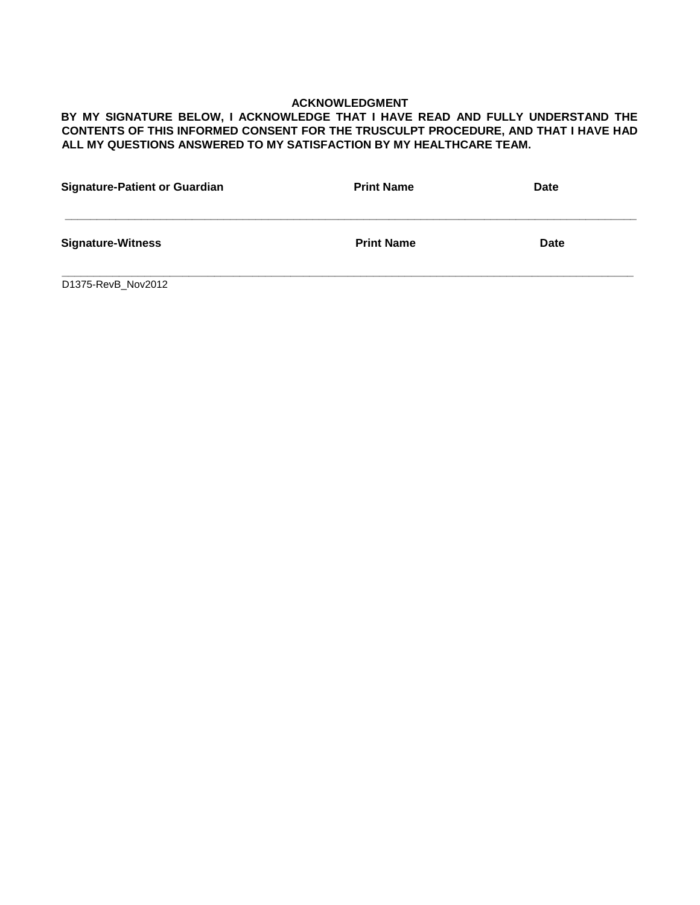## ACKNOWLEDGMENT

**BY MY SIGNATURE BELOW, I ACKNOWLEDGE THAT I HAVE READ AND FULLY UNDERSTAND THE CONTENTS OF THIS INFORMED CONSENT FOR THE TRUSCULPT PROCEDURE, AND THAT I HAVE HAD ALL MY QUESTIONS ANSWERED TO MY SATISFACTION BY MY HEALTHCARE TEAM.**

| **Signature-Patient or Guardian** | **Print Name** | **Date** |
|---|---|---|
| | | |

______________________________________________________________________________

| **Signature-Witness** | **Print Name** | **Date** |
|---|---|---|
| | | |

______________________________________________________________________________

D1375-RevB_Nov2012